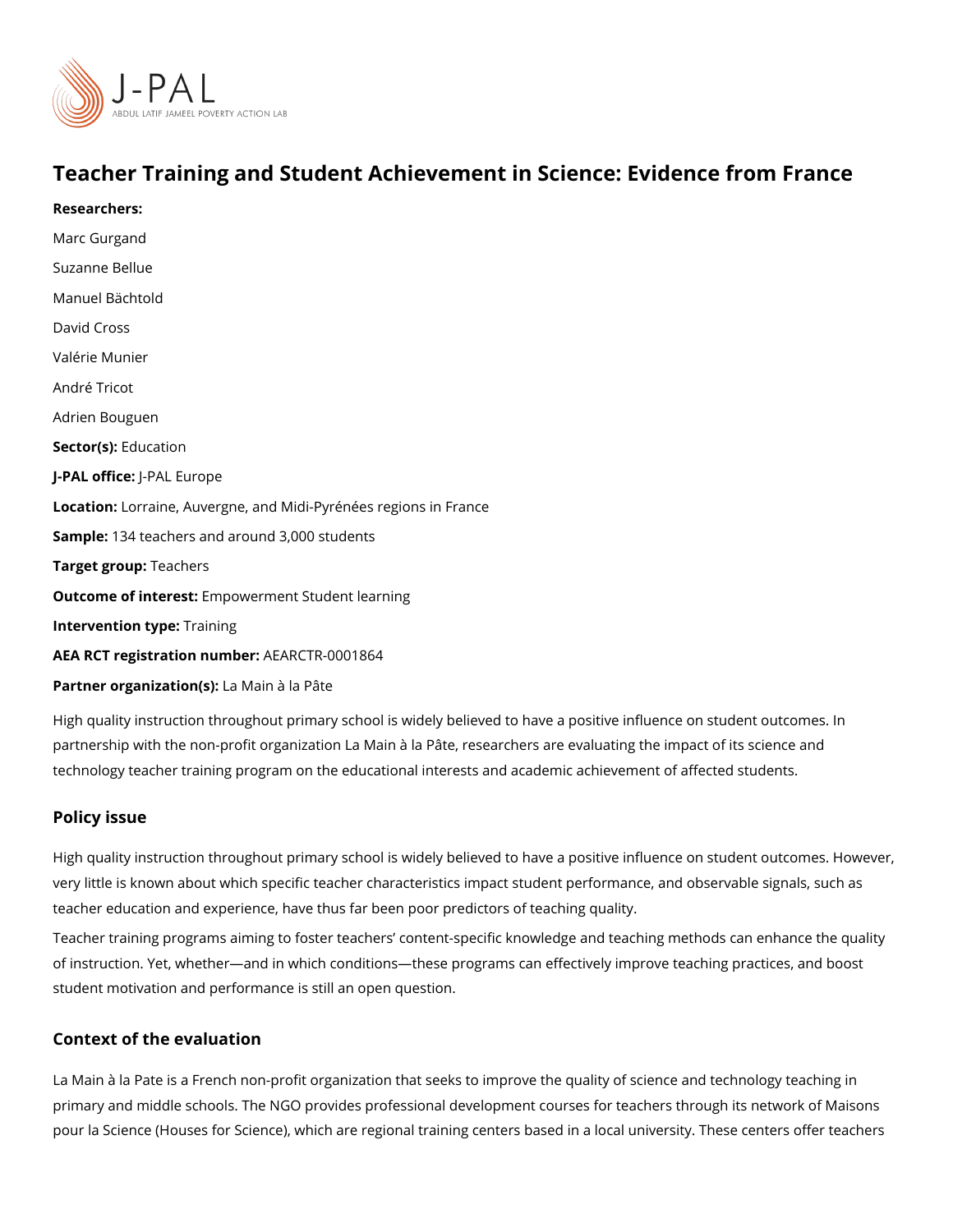# Teacher Training and Student Achievement in Science: Evidence from France

**Researchers:**

Marc Gurgand

Suzanne Bellue

Manuel Bächtold

David Cross

Valérie Munier

André Tricot

Adrien Bouguen

**Sector(s):** Education

**J-PAL office:** J-PAL Europe

**Location:** Lorraine, Auvergne, and Midi-Pyrénées regions in France

**Sample:** 134 teachers and around 3,000 students

**Target group:** Teachers

**Outcome of interest:** Empowerment Student learning

**Intervention type:** Training

**AEA RCT registration number:** AEARCTR-0001864

**Partner organization(s):** La Main à la Pâte

High quality instruction throughout primary school is widely believed to have a positive influence on student outcomes. In partnership with the non-profit organization La Main à la Pâte, researchers are evaluating the impact of its science and technology teacher training program on the educational interests and academic achievement of affected students.

## Policy issue

High quality instruction throughout primary school is widely believed to have a positive influence on student outcomes. However, very little is known about which specific teacher characteristics impact student performance, and observable signals, such as teacher education and experience, have thus far been poor predictors of teaching quality.

Teacher training programs aiming to foster teachers' content-specific knowledge and teaching methods can enhance the quality of instruction. Yet, whether—and in which conditions—these programs can effectively improve teaching practices, and boost student motivation and performance is still an open question.

## Context of the evaluation

La Main à la Pate is a French non-profit organization that seeks to improve the quality of science and technology teaching in primary and middle schools. The NGO provides professional development courses for teachers through its network of Maisons pour la Science (Houses for Science), which are regional training centers based in a local university. These centers offer teachers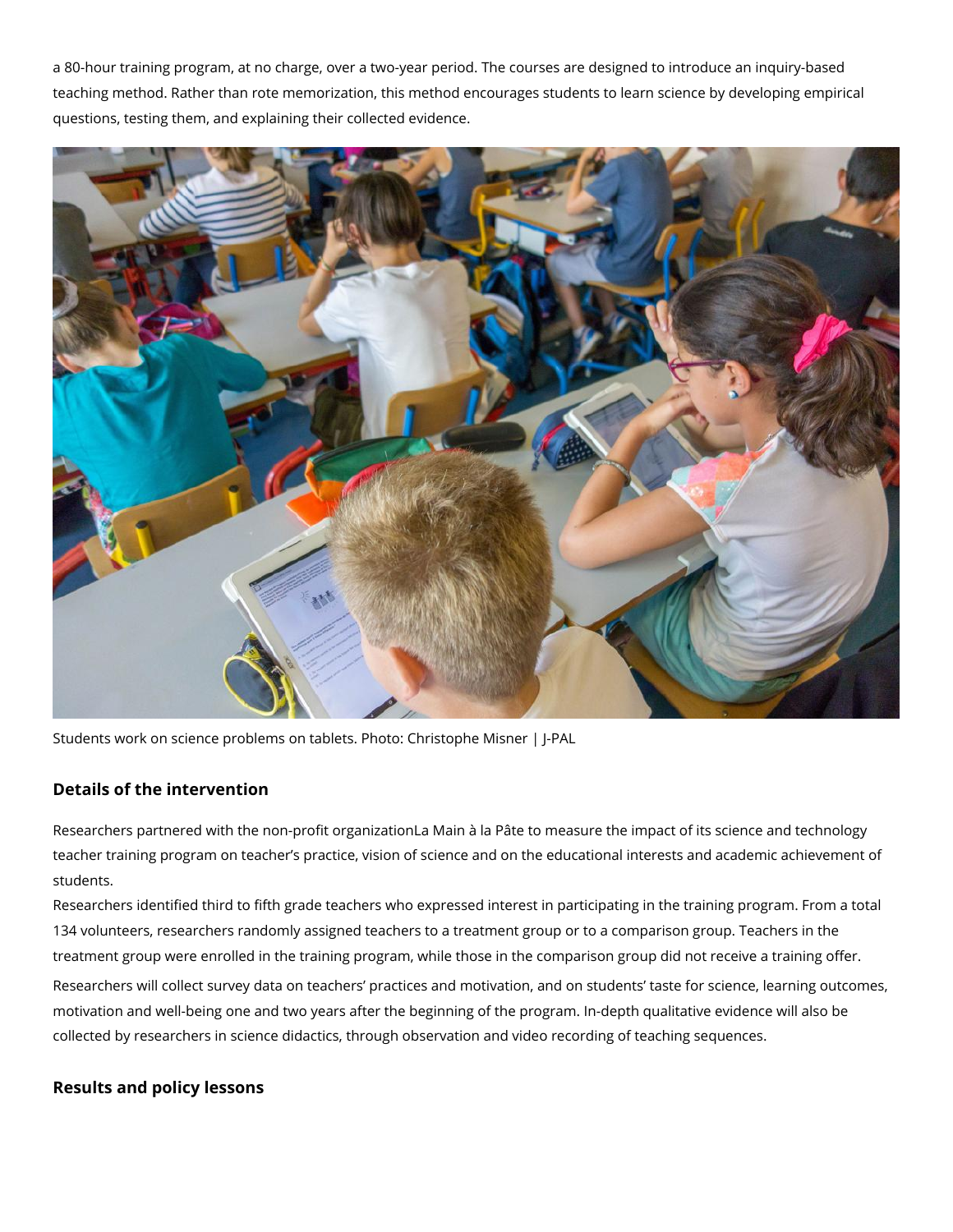a 80-hour training program, at no charge, over a two-year period. The courses are designed to introduce an inquiry-based teaching method. Rather than rote memorization, this method encourages students to learn science by developing empirical questions, testing them, and explaining their collected evidence.

Students work on science problems on tablets. Photo: Christophe Misner | J-PAL

### Details of the intervention

Researchers partnered with the non-profit organizationLa Main à la Pâte to measure the impact of its science and technology teacher training program on teacher's practice, vision of science and on the educational interests and academic achievement of students.

Researchers identified third to fifth grade teachers who expressed interest in participating in the training program. From a total 134 volunteers, researchers randomly assigned teachers to a treatment group or to a comparison group. Teachers in the treatment group were enrolled in the training program, while those in the comparison group did not receive a training offer.

Researchers will collect survey data on teachers' practices and motivation, and on students' taste for science, learning outcomes, motivation and well-being one and two years after the beginning of the program. In-depth qualitative evidence will also be collected by researchers in science didactics, through observation and video recording of teaching sequences.

### Results and policy lessons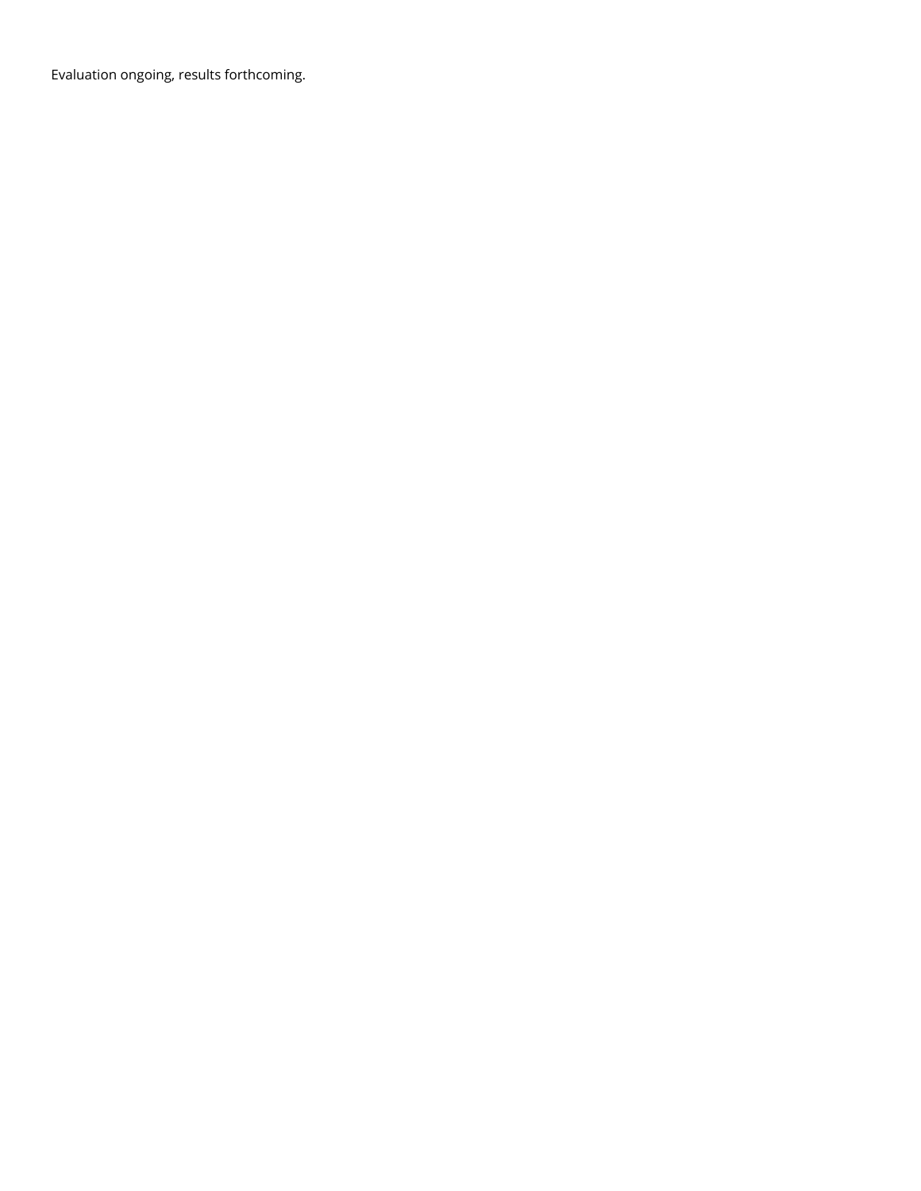Evaluation ongoing, results forthcoming.